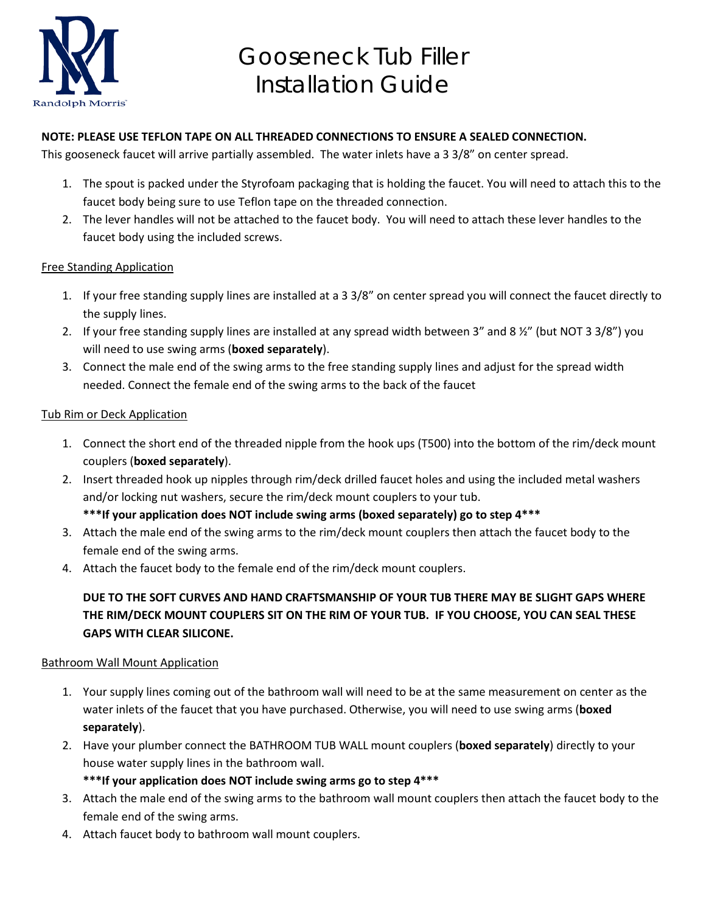Randolph Morris

# Gooseneck Tub Filler Installation Guide

**NOTE: PLEASE USE TEFLON TAPE ON ALL THREADED CONNECTIONS TO ENSURE A SEALED CONNECTION.**

This gooseneck faucet will arrive partially assembled. The water inlets have a 3 3/8" on center spread.

1. The spout is packed under the Styrofoam packaging that is holding the faucet. You will need to attach this to the faucet body being sure to use Teflon tape on the threaded connection.
2. The lever handles will not be attached to the faucet body. You will need to attach these lever handles to the faucet body using the included screws.

## Free Standing Application

1. If your free standing supply lines are installed at a 3 3/8" on center spread you will connect the faucet directly to the supply lines.
2. If your free standing supply lines are installed at any spread width between 3" and 8 ½" (but NOT 3 3/8") you will need to use swing arms (**boxed separately**).
3. Connect the male end of the swing arms to the free standing supply lines and adjust for the spread width needed. Connect the female end of the swing arms to the back of the faucet

## Tub Rim or Deck Application

1. Connect the short end of the threaded nipple from the hook ups (T500) into the bottom of the rim/deck mount couplers (**boxed separately**).
2. Insert threaded hook up nipples through rim/deck drilled faucet holes and using the included metal washers and/or locking nut washers, secure the rim/deck mount couplers to your tub.
   **\*\*\*If your application does NOT include swing arms (boxed separately) go to step 4\*\*\***
3. Attach the male end of the swing arms to the rim/deck mount couplers then attach the faucet body to the female end of the swing arms.
4. Attach the faucet body to the female end of the rim/deck mount couplers.

**DUE TO THE SOFT CURVES AND HAND CRAFTSMANSHIP OF YOUR TUB THERE MAY BE SLIGHT GAPS WHERE THE RIM/DECK MOUNT COUPLERS SIT ON THE RIM OF YOUR TUB. IF YOU CHOOSE, YOU CAN SEAL THESE GAPS WITH CLEAR SILICONE.**

## Bathroom Wall Mount Application

1. Your supply lines coming out of the bathroom wall will need to be at the same measurement on center as the water inlets of the faucet that you have purchased. Otherwise, you will need to use swing arms (**boxed separately**).
2. Have your plumber connect the BATHROOM TUB WALL mount couplers (**boxed separately**) directly to your house water supply lines in the bathroom wall.
   **\*\*\*If your application does NOT include swing arms go to step 4\*\*\***
3. Attach the male end of the swing arms to the bathroom wall mount couplers then attach the faucet body to the female end of the swing arms.
4. Attach faucet body to bathroom wall mount couplers.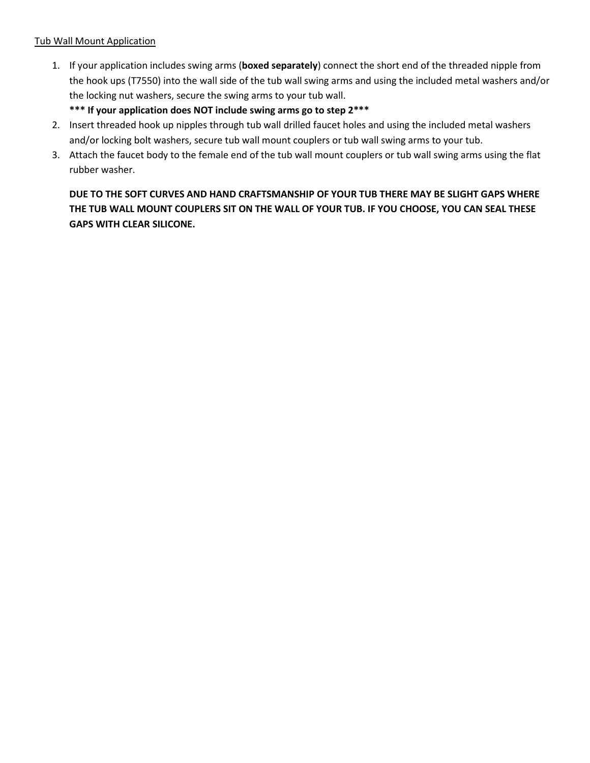<u>Tub Wall Mount Application</u>

1. If your application includes swing arms (**boxed separately**) connect the short end of the threaded nipple from the hook ups (T7550) into the wall side of the tub wall swing arms and using the included metal washers and/or the locking nut washers, secure the swing arms to your tub wall.
   **\*\*\* If your application does NOT include swing arms go to step 2\*\*\***
2. Insert threaded hook up nipples through tub wall drilled faucet holes and using the included metal washers and/or locking bolt washers, secure tub wall mount couplers or tub wall swing arms to your tub.
3. Attach the faucet body to the female end of the tub wall mount couplers or tub wall swing arms using the flat rubber washer.

   **DUE TO THE SOFT CURVES AND HAND CRAFTSMANSHIP OF YOUR TUB THERE MAY BE SLIGHT GAPS WHERE THE TUB WALL MOUNT COUPLERS SIT ON THE WALL OF YOUR TUB. IF YOU CHOOSE, YOU CAN SEAL THESE GAPS WITH CLEAR SILICONE.**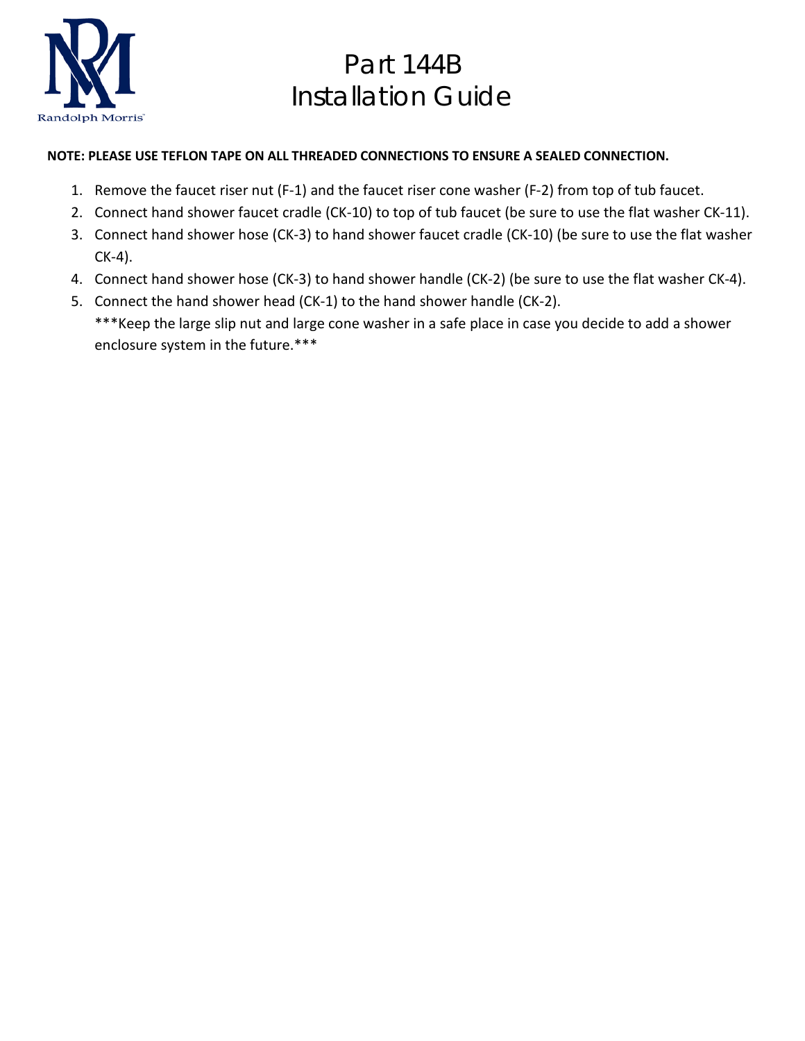Randolph Morris

# Part 144B Installation Guide

**NOTE: PLEASE USE TEFLON TAPE ON ALL THREADED CONNECTIONS TO ENSURE A SEALED CONNECTION.**

1. Remove the faucet riser nut (F-1) and the faucet riser cone washer (F-2) from top of tub faucet.
2. Connect hand shower faucet cradle (CK-10) to top of tub faucet (be sure to use the flat washer CK-11).
3. Connect hand shower hose (CK-3) to hand shower faucet cradle (CK-10) (be sure to use the flat washer CK-4).
4. Connect hand shower hose (CK-3) to hand shower handle (CK-2) (be sure to use the flat washer CK-4).
5. Connect the hand shower head (CK-1) to the hand shower handle (CK-2).

   ***Keep the large slip nut and large cone washer in a safe place in case you decide to add a shower enclosure system in the future.***